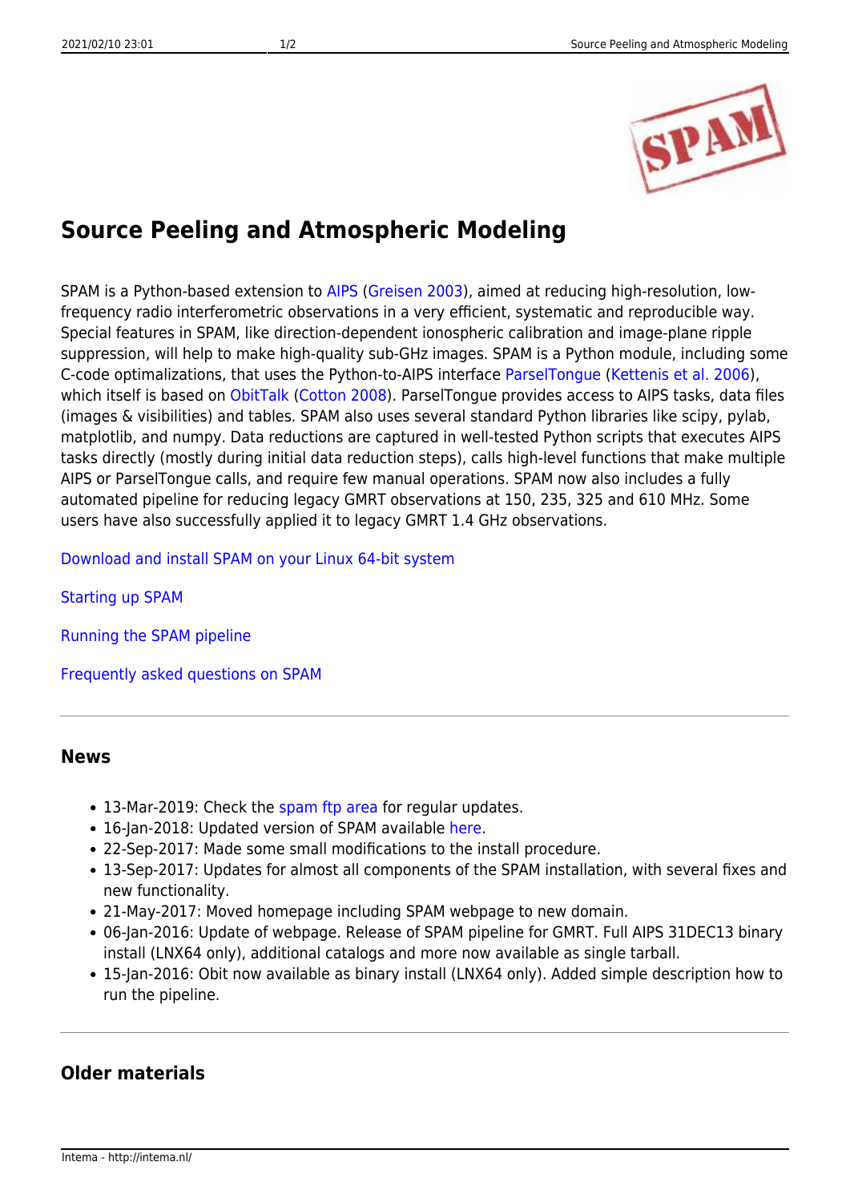# Source Peeling and Atmospheric Modeling

SPAM is a Python-based extension to AIPS (Greisen 2003), aimed at reducing high-resolution, low-frequency radio interferometric observations in a very efficient, systematic and reproducible way. Special features in SPAM, like direction-dependent ionospheric calibration and image-plane ripple suppression, will help to make high-quality sub-GHz images. SPAM is a Python module, including some C-code optimalizations, that uses the Python-to-AIPS interface ParselTongue (Kettenis et al. 2006), which itself is based on ObitTalk (Cotton 2008). ParselTongue provides access to AIPS tasks, data files (images & visibilities) and tables. SPAM also uses several standard Python libraries like scipy, pylab, matplotlib, and numpy. Data reductions are captured in well-tested Python scripts that executes AIPS tasks directly (mostly during initial data reduction steps), calls high-level functions that make multiple AIPS or ParselTongue calls, and require few manual operations. SPAM now also includes a fully automated pipeline for reducing legacy GMRT observations at 150, 235, 325 and 610 MHz. Some users have also successfully applied it to legacy GMRT 1.4 GHz observations.

Download and install SPAM on your Linux 64-bit system

Starting up SPAM

Running the SPAM pipeline

Frequently asked questions on SPAM

---

## News

- 13-Mar-2019: Check the spam ftp area for regular updates.
- 16-Jan-2018: Updated version of SPAM available here.
- 22-Sep-2017: Made some small modifications to the install procedure.
- 13-Sep-2017: Updates for almost all components of the SPAM installation, with several fixes and new functionality.
- 21-May-2017: Moved homepage including SPAM webpage to new domain.
- 06-Jan-2016: Update of webpage. Release of SPAM pipeline for GMRT. Full AIPS 31DEC13 binary install (LNX64 only), additional catalogs and more now available as single tarball.
- 15-Jan-2016: Obit now available as binary install (LNX64 only). Added simple description how to run the pipeline.

---

## Older materials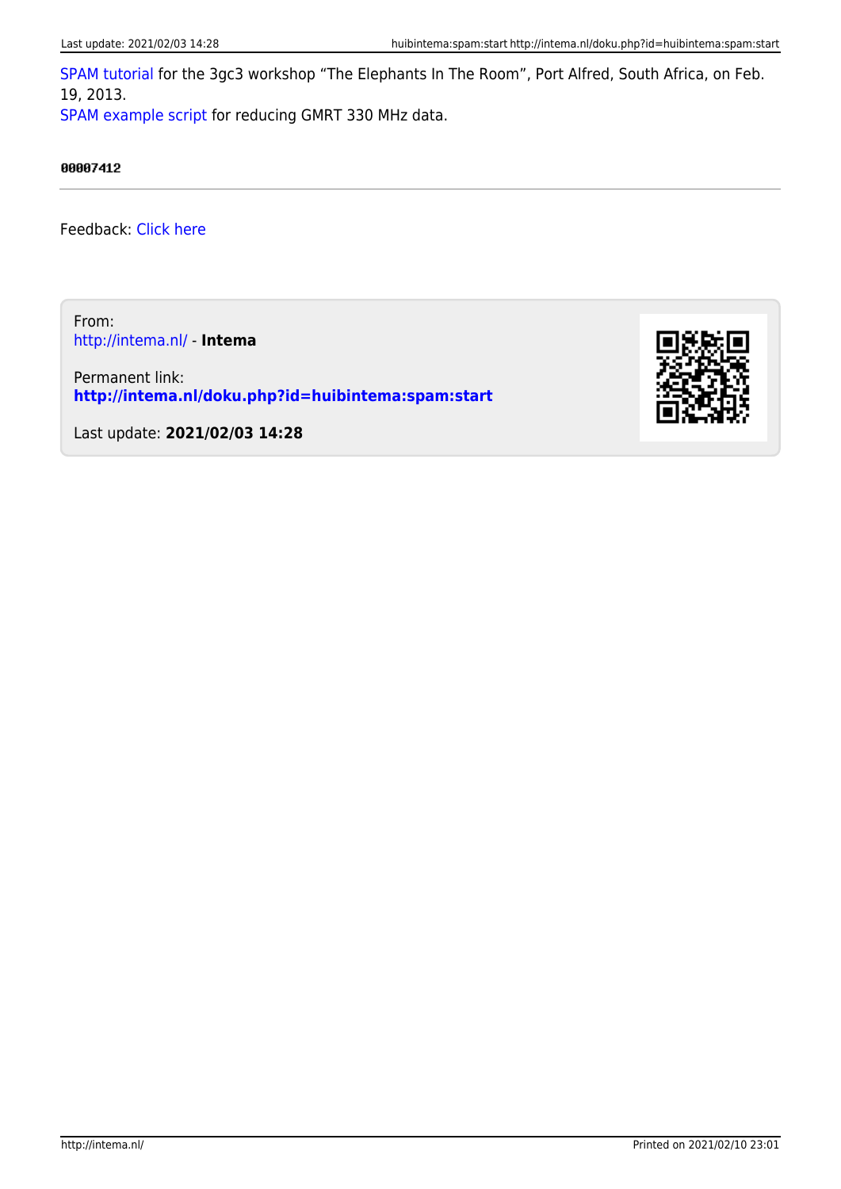SPAM tutorial for the 3gc3 workshop “The Elephants In The Room”, Port Alfred, South Africa, on Feb. 19, 2013.
SPAM example script for reducing GMRT 330 MHz data.

00007412

---

Feedback: Click here

From:
http://intema.nl/ - **Intema**

Permanent link:
**http://intema.nl/doku.php?id=huibintema:spam:start**

Last update: **2021/02/03 14:28**